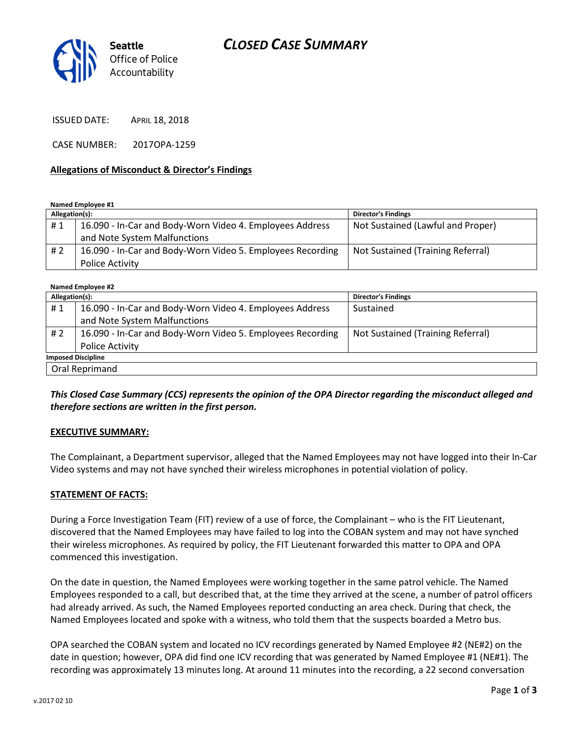# CLOSED CASE SUMMARY

Seattle Office of Police Accountability

ISSUED DATE: APRIL 18, 2018

CASE NUMBER: 2017OPA-1259

**Allegations of Misconduct & Director's Findings**

**Named Employee #1**

| Allegation(s): | | Director's Findings |
|---|---|---|
| # 1 | 16.090 - In-Car and Body-Worn Video 4. Employees Address and Note System Malfunctions | Not Sustained (Lawful and Proper) |
| # 2 | 16.090 - In-Car and Body-Worn Video 5. Employees Recording Police Activity | Not Sustained (Training Referral) |

**Named Employee #2**

| Allegation(s): | | Director's Findings |
|---|---|---|
| # 1 | 16.090 - In-Car and Body-Worn Video 4. Employees Address and Note System Malfunctions | Sustained |
| # 2 | 16.090 - In-Car and Body-Worn Video 5. Employees Recording Police Activity | Not Sustained (Training Referral) |
| **Imposed Discipline** | | |
| Oral Reprimand | | |

***This Closed Case Summary (CCS) represents the opinion of the OPA Director regarding the misconduct alleged and therefore sections are written in the first person.***

**EXECUTIVE SUMMARY:**

The Complainant, a Department supervisor, alleged that the Named Employees may not have logged into their In-Car Video systems and may not have synched their wireless microphones in potential violation of policy.

**STATEMENT OF FACTS:**

During a Force Investigation Team (FIT) review of a use of force, the Complainant – who is the FIT Lieutenant, discovered that the Named Employees may have failed to log into the COBAN system and may not have synched their wireless microphones. As required by policy, the FIT Lieutenant forwarded this matter to OPA and OPA commenced this investigation.

On the date in question, the Named Employees were working together in the same patrol vehicle. The Named Employees responded to a call, but described that, at the time they arrived at the scene, a number of patrol officers had already arrived. As such, the Named Employees reported conducting an area check. During that check, the Named Employees located and spoke with a witness, who told them that the suspects boarded a Metro bus.

OPA searched the COBAN system and located no ICV recordings generated by Named Employee #2 (NE#2) on the date in question; however, OPA did find one ICV recording that was generated by Named Employee #1 (NE#1). The recording was approximately 13 minutes long. At around 11 minutes into the recording, a 22 second conversation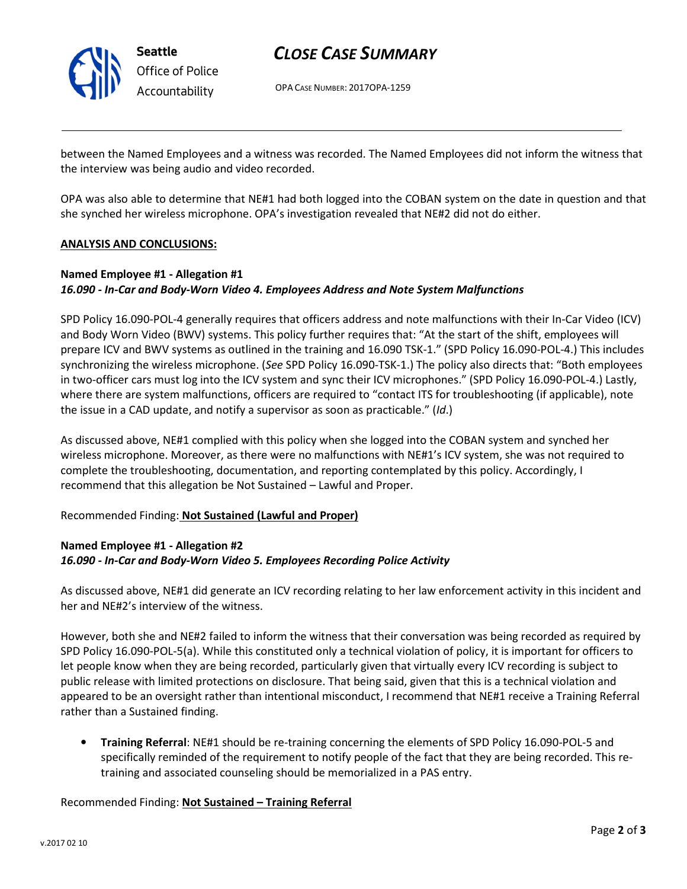between the Named Employees and a witness was recorded. The Named Employees did not inform the witness that the interview was being audio and video recorded.

OPA was also able to determine that NE#1 had both logged into the COBAN system on the date in question and that she synched her wireless microphone. OPA's investigation revealed that NE#2 did not do either.

**ANALYSIS AND CONCLUSIONS:**

**Named Employee #1 - Allegation #1**
***16.090 - In-Car and Body-Worn Video 4. Employees Address and Note System Malfunctions***

SPD Policy 16.090-POL-4 generally requires that officers address and note malfunctions with their In-Car Video (ICV) and Body Worn Video (BWV) systems. This policy further requires that: "At the start of the shift, employees will prepare ICV and BWV systems as outlined in the training and 16.090 TSK-1." (SPD Policy 16.090-POL-4.) This includes synchronizing the wireless microphone. (*See* SPD Policy 16.090-TSK-1.) The policy also directs that: "Both employees in two-officer cars must log into the ICV system and sync their ICV microphones." (SPD Policy 16.090-POL-4.) Lastly, where there are system malfunctions, officers are required to "contact ITS for troubleshooting (if applicable), note the issue in a CAD update, and notify a supervisor as soon as practicable." (*Id*.)

As discussed above, NE#1 complied with this policy when she logged into the COBAN system and synched her wireless microphone. Moreover, as there were no malfunctions with NE#1's ICV system, she was not required to complete the troubleshooting, documentation, and reporting contemplated by this policy. Accordingly, I recommend that this allegation be Not Sustained – Lawful and Proper.

Recommended Finding: **Not Sustained (Lawful and Proper)**

**Named Employee #1 - Allegation #2**
***16.090 - In-Car and Body-Worn Video 5. Employees Recording Police Activity***

As discussed above, NE#1 did generate an ICV recording relating to her law enforcement activity in this incident and her and NE#2's interview of the witness.

However, both she and NE#2 failed to inform the witness that their conversation was being recorded as required by SPD Policy 16.090-POL-5(a). While this constituted only a technical violation of policy, it is important for officers to let people know when they are being recorded, particularly given that virtually every ICV recording is subject to public release with limited protections on disclosure. That being said, given that this is a technical violation and appeared to be an oversight rather than intentional misconduct, I recommend that NE#1 receive a Training Referral rather than a Sustained finding.

- **Training Referral**: NE#1 should be re-training concerning the elements of SPD Policy 16.090-POL-5 and specifically reminded of the requirement to notify people of the fact that they are being recorded. This re-training and associated counseling should be memorialized in a PAS entry.

Recommended Finding: **Not Sustained – Training Referral**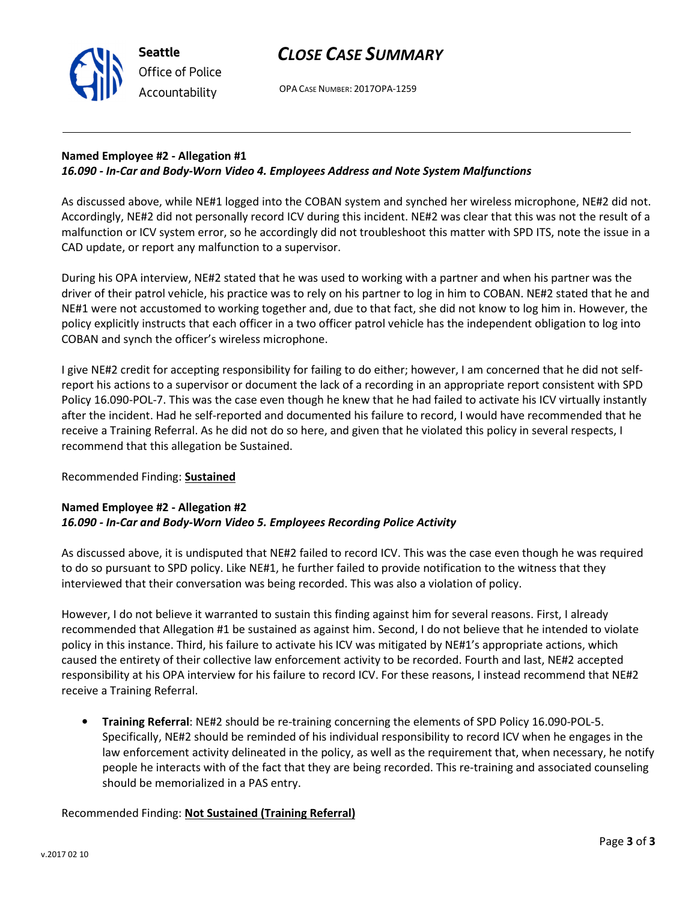**Named Employee #2 - Allegation #1**
***16.090 - In-Car and Body-Worn Video 4. Employees Address and Note System Malfunctions***

As discussed above, while NE#1 logged into the COBAN system and synched her wireless microphone, NE#2 did not. Accordingly, NE#2 did not personally record ICV during this incident. NE#2 was clear that this was not the result of a malfunction or ICV system error, so he accordingly did not troubleshoot this matter with SPD ITS, note the issue in a CAD update, or report any malfunction to a supervisor.

During his OPA interview, NE#2 stated that he was used to working with a partner and when his partner was the driver of their patrol vehicle, his practice was to rely on his partner to log in him to COBAN. NE#2 stated that he and NE#1 were not accustomed to working together and, due to that fact, she did not know to log him in. However, the policy explicitly instructs that each officer in a two officer patrol vehicle has the independent obligation to log into COBAN and synch the officer's wireless microphone.

I give NE#2 credit for accepting responsibility for failing to do either; however, I am concerned that he did not self-report his actions to a supervisor or document the lack of a recording in an appropriate report consistent with SPD Policy 16.090-POL-7. This was the case even though he knew that he had failed to activate his ICV virtually instantly after the incident. Had he self-reported and documented his failure to record, I would have recommended that he receive a Training Referral. As he did not do so here, and given that he violated this policy in several respects, I recommend that this allegation be Sustained.

Recommended Finding: **Sustained**

**Named Employee #2 - Allegation #2**
***16.090 - In-Car and Body-Worn Video 5. Employees Recording Police Activity***

As discussed above, it is undisputed that NE#2 failed to record ICV. This was the case even though he was required to do so pursuant to SPD policy. Like NE#1, he further failed to provide notification to the witness that they interviewed that their conversation was being recorded. This was also a violation of policy.

However, I do not believe it warranted to sustain this finding against him for several reasons. First, I already recommended that Allegation #1 be sustained as against him. Second, I do not believe that he intended to violate policy in this instance. Third, his failure to activate his ICV was mitigated by NE#1's appropriate actions, which caused the entirety of their collective law enforcement activity to be recorded. Fourth and last, NE#2 accepted responsibility at his OPA interview for his failure to record ICV. For these reasons, I instead recommend that NE#2 receive a Training Referral.

- **Training Referral**: NE#2 should be re-training concerning the elements of SPD Policy 16.090-POL-5. Specifically, NE#2 should be reminded of his individual responsibility to record ICV when he engages in the law enforcement activity delineated in the policy, as well as the requirement that, when necessary, he notify people he interacts with of the fact that they are being recorded. This re-training and associated counseling should be memorialized in a PAS entry.

Recommended Finding: **Not Sustained (Training Referral)**